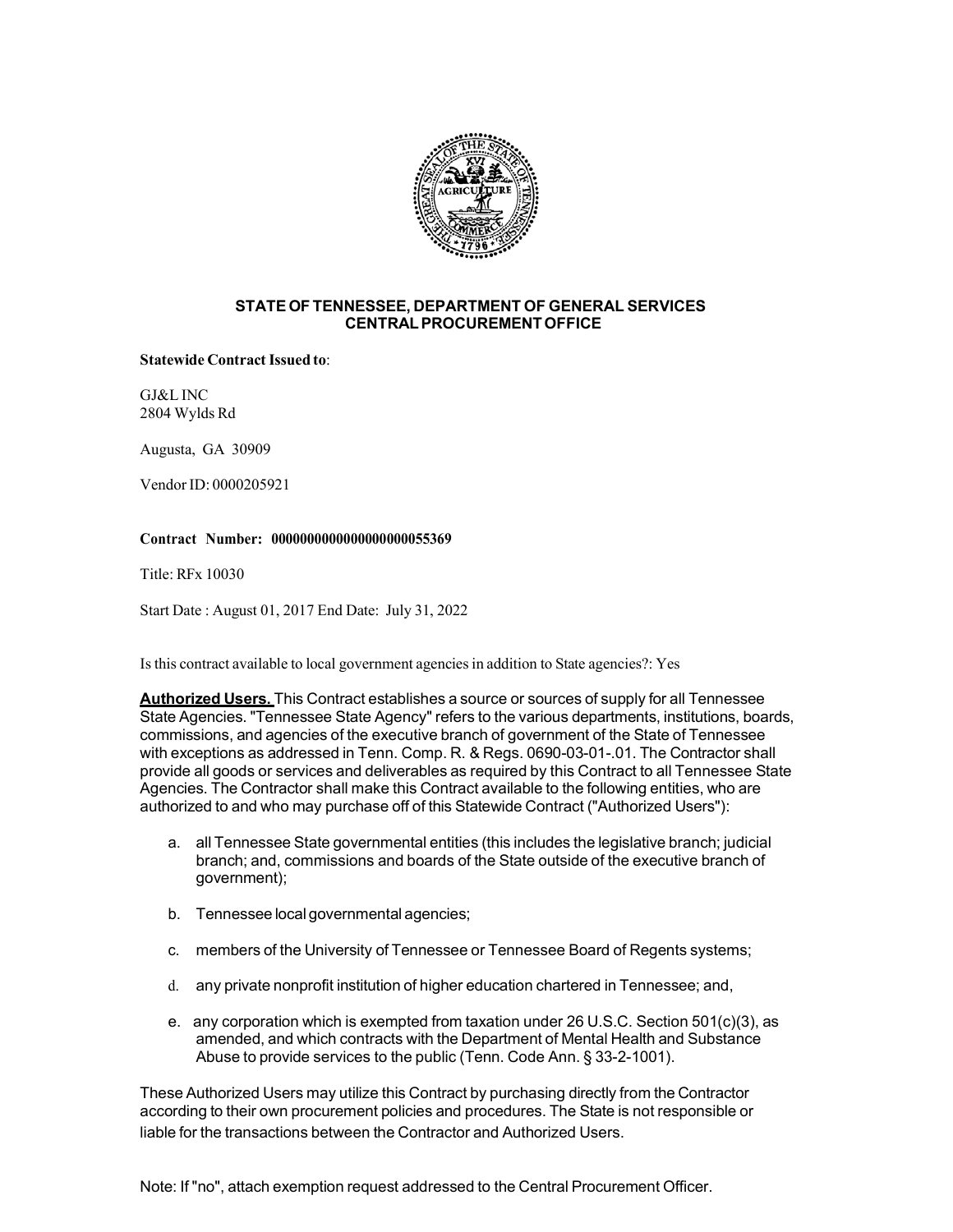**STATE OF TENNESSEE, DEPARTMENT OF GENERAL SERVICES**
**CENTRAL PROCUREMENT OFFICE**

**Statewide Contract Issued to**:

GJ&L INC
2804 Wylds Rd

Augusta, GA 30909

Vendor ID: 0000205921

**Contract Number: 0000000000000000000055369**

Title: RFx 10030

Start Date : August 01, 2017 End Date: July 31, 2022

Is this contract available to local government agencies in addition to State agencies?: Yes

**Authorized Users.** This Contract establishes a source or sources of supply for all Tennessee State Agencies. "Tennessee State Agency" refers to the various departments, institutions, boards, commissions, and agencies of the executive branch of government of the State of Tennessee with exceptions as addressed in Tenn. Comp. R. & Regs. 0690-03-01-.01. The Contractor shall provide all goods or services and deliverables as required by this Contract to all Tennessee State Agencies. The Contractor shall make this Contract available to the following entities, who are authorized to and who may purchase off of this Statewide Contract ("Authorized Users"):

a. all Tennessee State governmental entities (this includes the legislative branch; judicial branch; and, commissions and boards of the State outside of the executive branch of government);

b. Tennessee local governmental agencies;

c. members of the University of Tennessee or Tennessee Board of Regents systems;

d. any private nonprofit institution of higher education chartered in Tennessee; and,

e. any corporation which is exempted from taxation under 26 U.S.C. Section 501(c)(3), as amended, and which contracts with the Department of Mental Health and Substance Abuse to provide services to the public (Tenn. Code Ann. § 33-2-1001).

These Authorized Users may utilize this Contract by purchasing directly from the Contractor according to their own procurement policies and procedures. The State is not responsible or liable for the transactions between the Contractor and Authorized Users.

Note: If "no", attach exemption request addressed to the Central Procurement Officer.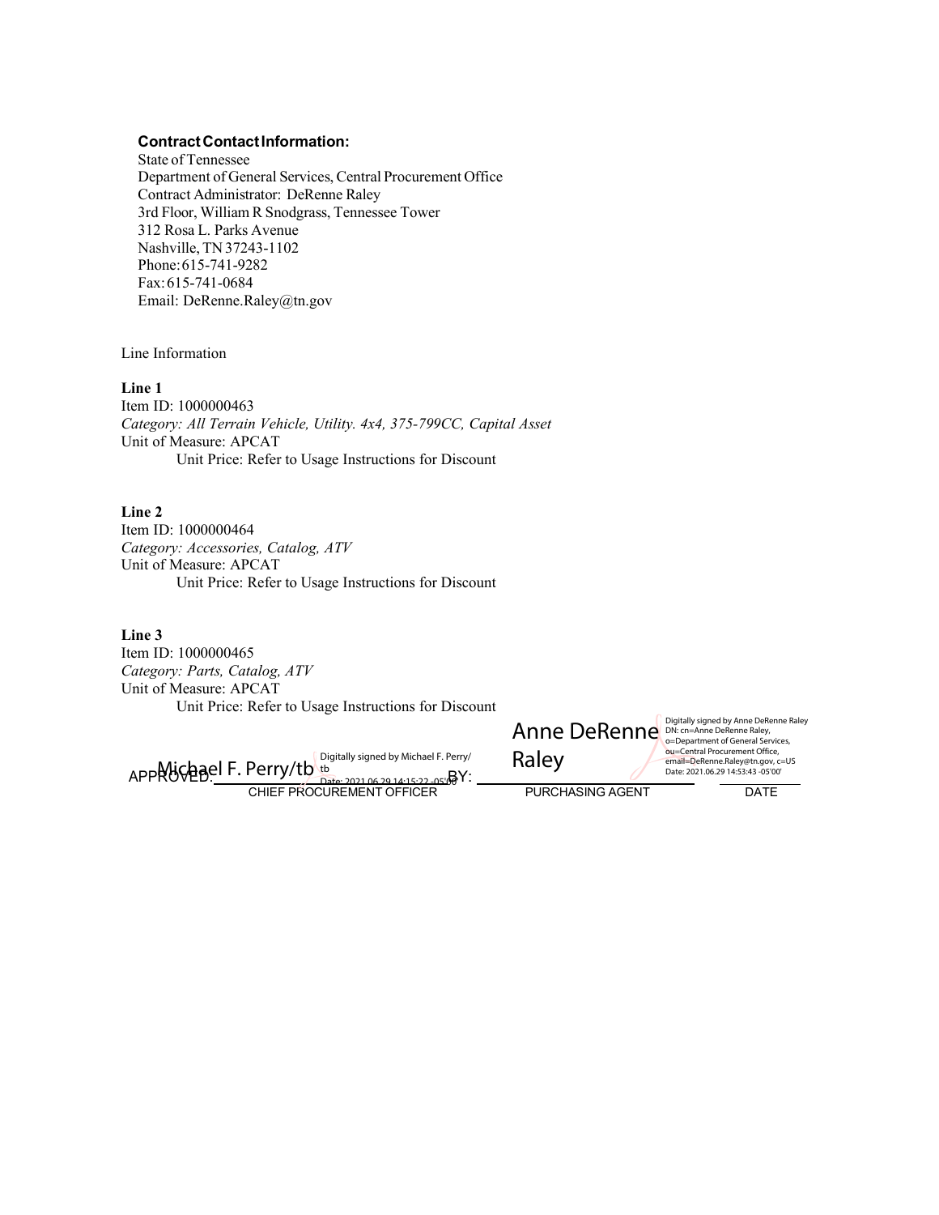**Contract Contact Information:**

State of Tennessee
Department of General Services, Central Procurement Office
Contract Administrator: DeRenne Raley
3rd Floor, William R Snodgrass, Tennessee Tower
312 Rosa L. Parks Avenue
Nashville, TN 37243-1102
Phone: 615-741-9282
Fax: 615-741-0684
Email: DeRenne.Raley@tn.gov

Line Information

**Line 1**
Item ID: 1000000463
*Category: All Terrain Vehicle, Utility. 4x4, 375-799CC, Capital Asset*
Unit of Measure: APCAT
Unit Price: Refer to Usage Instructions for Discount

**Line 2**
Item ID: 1000000464
*Category: Accessories, Catalog, ATV*
Unit of Measure: APCAT
Unit Price: Refer to Usage Instructions for Discount

**Line 3**
Item ID: 1000000465
*Category: Parts, Catalog, ATV*
Unit of Measure: APCAT
Unit Price: Refer to Usage Instructions for Discount

APPROVED: Michael F. Perry/tb — Digitally signed by Michael F. Perry/tb Date: 2021.06.29 14:15:22 -05'00'
CHIEF PROCUREMENT OFFICER

BY: Anne DeRenne Raley — Digitally signed by Anne DeRenne Raley DN: cn=Anne DeRenne Raley, o=Department of General Services, ou=Central Procurement Office, email=DeRenne.Raley@tn.gov, c=US Date: 2021.06.29 14:53:43 -05'00'
PURCHASING AGENT

DATE